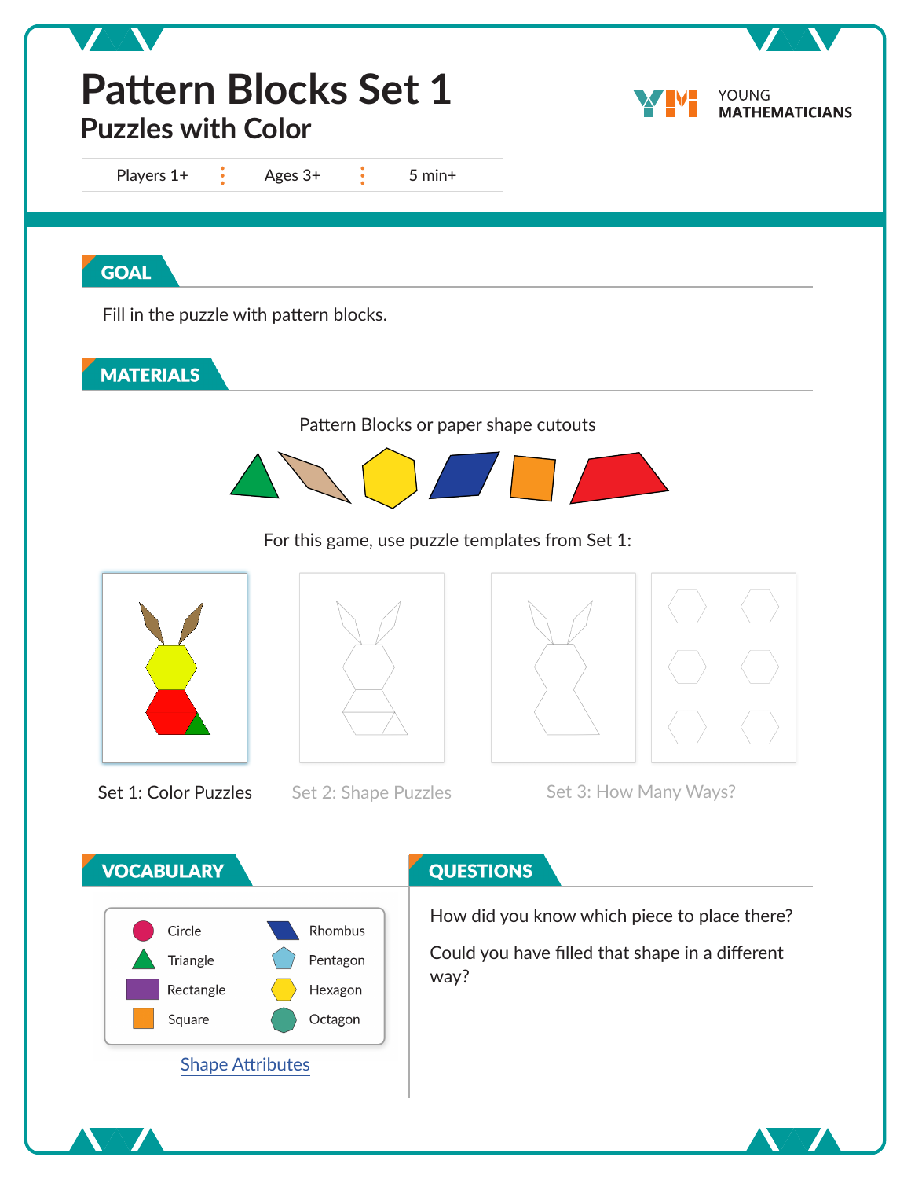# Pattern Blocks Set 1

## Puzzles with Color

Players 1+ | Ages 3+ | 5 min+

YOUNG MATHEMATICIANS

## GOAL

Fill in the puzzle with pattern blocks.

## MATERIALS

Pattern Blocks or paper shape cutouts

For this game, use puzzle templates from Set 1:

Set 1: Color Puzzles

Set 2: Shape Puzzles

Set 3: How Many Ways?

## VOCABULARY

- Circle
- Triangle
- Rectangle
- Square
- Rhombus
- Pentagon
- Hexagon
- Octagon

Shape Attributes

## QUESTIONS

How did you know which piece to place there?

Could you have filled that shape in a different way?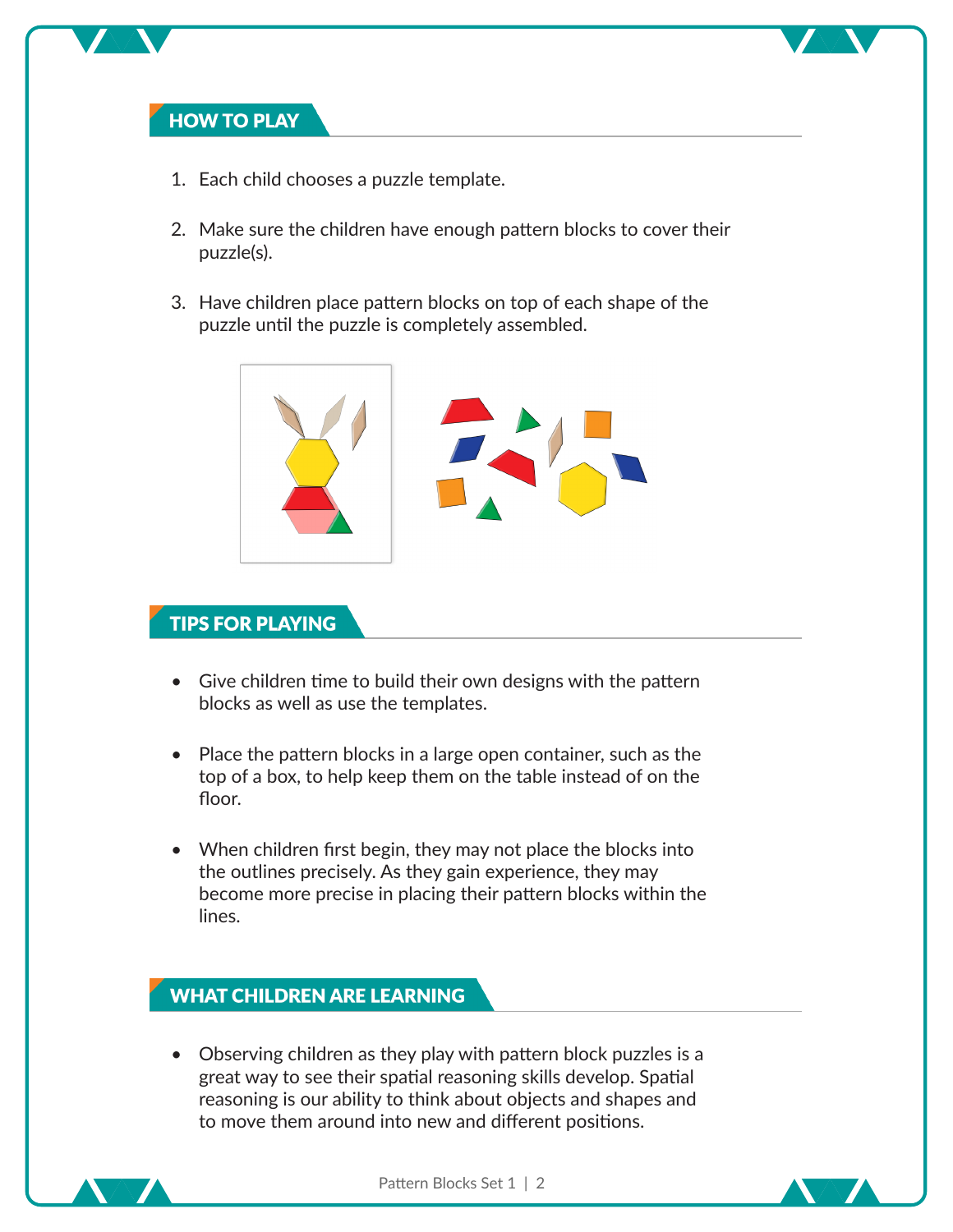## HOW TO PLAY

1. Each child chooses a puzzle template.

2. Make sure the children have enough pattern blocks to cover their puzzle(s).

3. Have children place pattern blocks on top of each shape of the puzzle until the puzzle is completely assembled.

## TIPS FOR PLAYING

- Give children time to build their own designs with the pattern blocks as well as use the templates.

- Place the pattern blocks in a large open container, such as the top of a box, to help keep them on the table instead of on the floor.

- When children first begin, they may not place the blocks into the outlines precisely. As they gain experience, they may become more precise in placing their pattern blocks within the lines.

## WHAT CHILDREN ARE LEARNING

- Observing children as they play with pattern block puzzles is a great way to see their spatial reasoning skills develop. Spatial reasoning is our ability to think about objects and shapes and to move them around into new and different positions.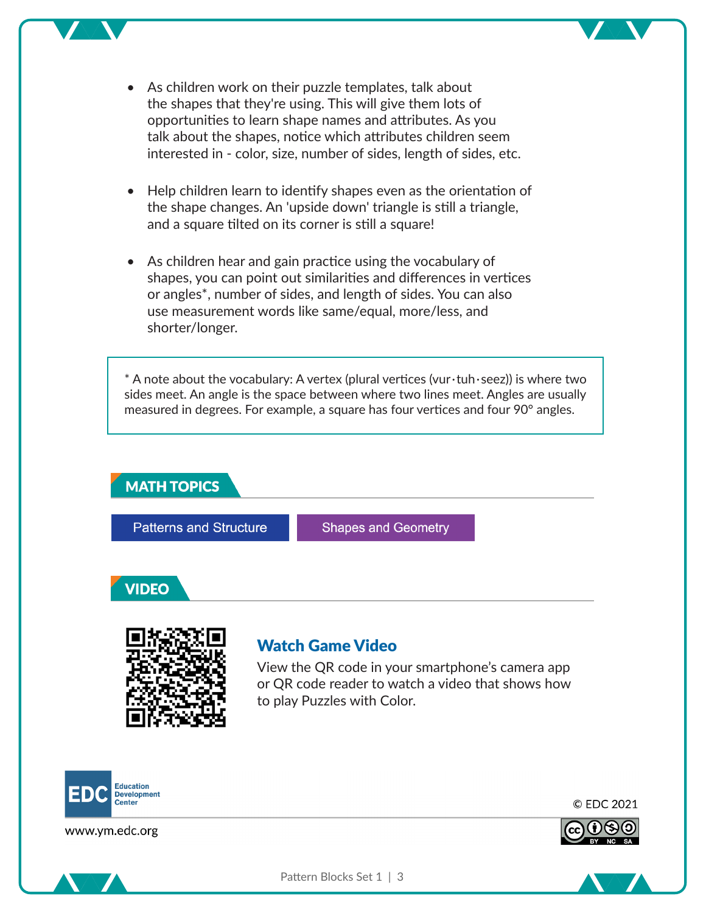- As children work on their puzzle templates, talk about the shapes that they're using. This will give them lots of opportunities to learn shape names and attributes. As you talk about the shapes, notice which attributes children seem interested in - color, size, number of sides, length of sides, etc.

- Help children learn to identify shapes even as the orientation of the shape changes. An 'upside down' triangle is still a triangle, and a square tilted on its corner is still a square!

- As children hear and gain practice using the vocabulary of shapes, you can point out similarities and differences in vertices or angles*, number of sides, and length of sides. You can also use measurement words like same/equal, more/less, and shorter/longer.

> * A note about the vocabulary: A vertex (plural vertices (vur·tuh·seez)) is where two sides meet. An angle is the space between where two lines meet. Angles are usually measured in degrees. For example, a square has four vertices and four 90° angles.

## MATH TOPICS

Patterns and Structure

Shapes and Geometry

## VIDEO

### Watch Game Video

View the QR code in your smartphone's camera app or QR code reader to watch a video that shows how to play Puzzles with Color.

EDC Education Development Center

www.ym.edc.org

© EDC 2021